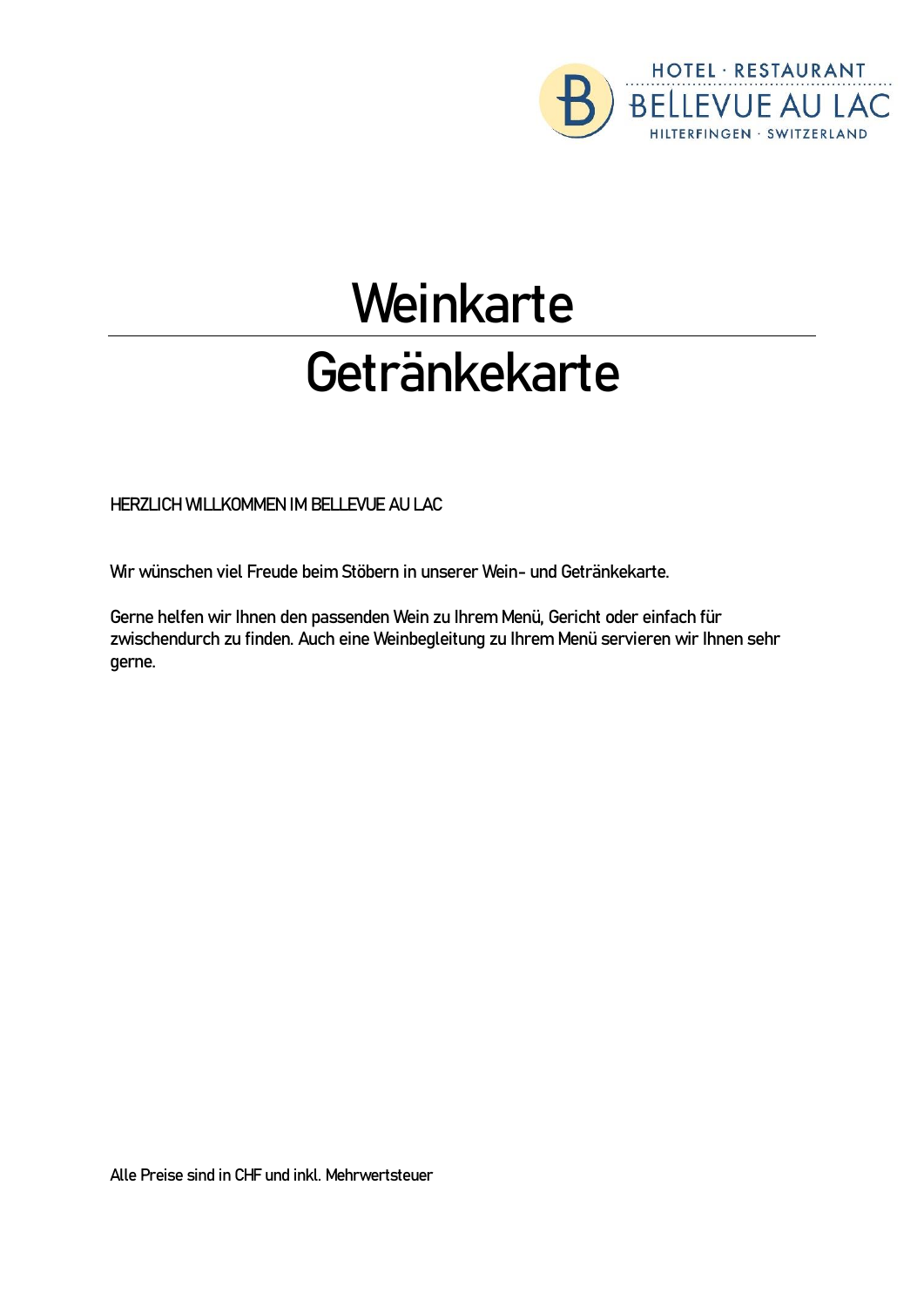HOTEL · RESTAURANT
BELLEVUE AU LAC
HILTERFINGEN · SWITZERLAND

# Weinkarte

# Getränkekarte

HERZLICH WILLKOMMEN IM BELLEVUE AU LAC

Wir wünschen viel Freude beim Stöbern in unserer Wein- und Getränkekarte.

Gerne helfen wir Ihnen den passenden Wein zu Ihrem Menü, Gericht oder einfach für zwischendurch zu finden. Auch eine Weinbegleitung zu Ihrem Menü servieren wir Ihnen sehr gerne.

Alle Preise sind in CHF und inkl. Mehrwertsteuer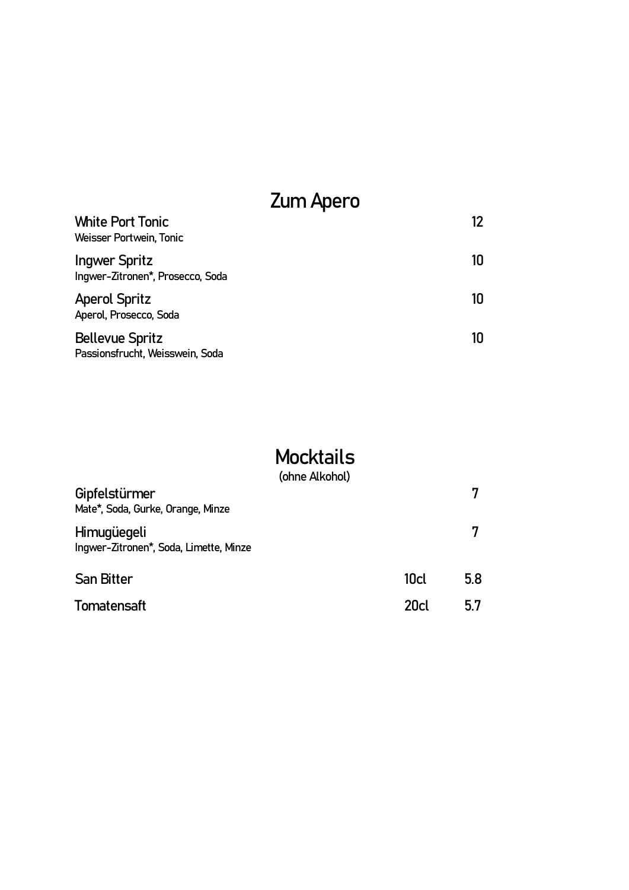# Zum Apero

**White Port Tonic** 12
Weisser Portwein, Tonic

**Ingwer Spritz** 10
Ingwer-Zitronen*, Prosecco, Soda

**Aperol Spritz** 10
Aperol, Prosecco, Soda

**Bellevue Spritz** 10
Passionsfrucht, Weisswein, Soda

# Mocktails

(ohne Alkohol)

**Gipfelstürmer** 7
Mate*, Soda, Gurke, Orange, Minze

**Himugüegeli** 7
Ingwer-Zitronen*, Soda, Limette, Minze

| | | |
|---|---|---|
| San Bitter | 10cl | 5.8 |
| Tomatensaft | 20cl | 5.7 |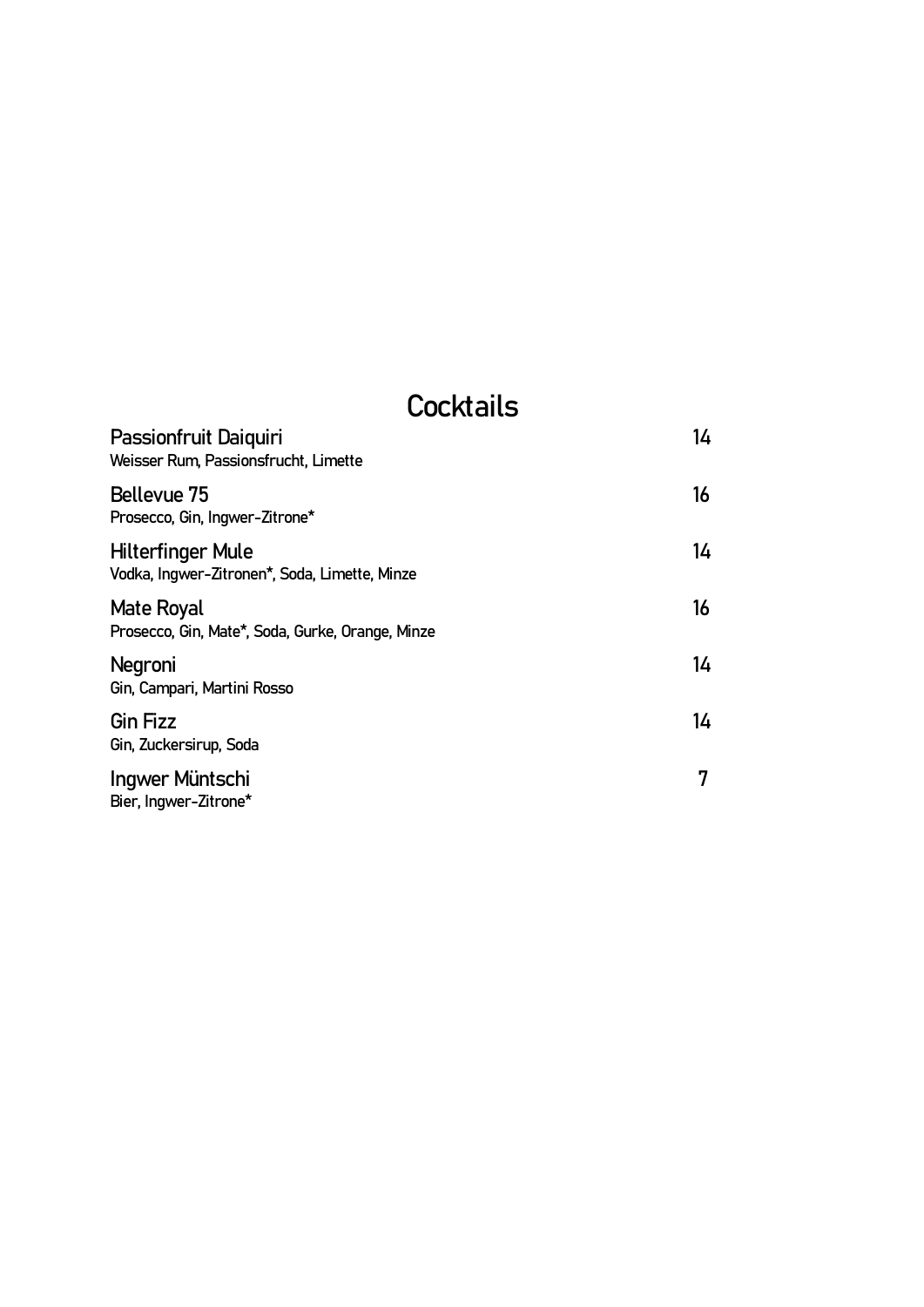# Cocktails

**Passionfruit Daiquiri** 14
Weisser Rum, Passionsfrucht, Limette

**Bellevue 75** 16
Prosecco, Gin, Ingwer-Zitrone*

**Hilterfinger Mule** 14
Vodka, Ingwer-Zitronen*, Soda, Limette, Minze

**Mate Royal** 16
Prosecco, Gin, Mate*, Soda, Gurke, Orange, Minze

**Negroni** 14
Gin, Campari, Martini Rosso

**Gin Fizz** 14
Gin, Zuckersirup, Soda

**Ingwer Müntschi** 7
Bier, Ingwer-Zitrone*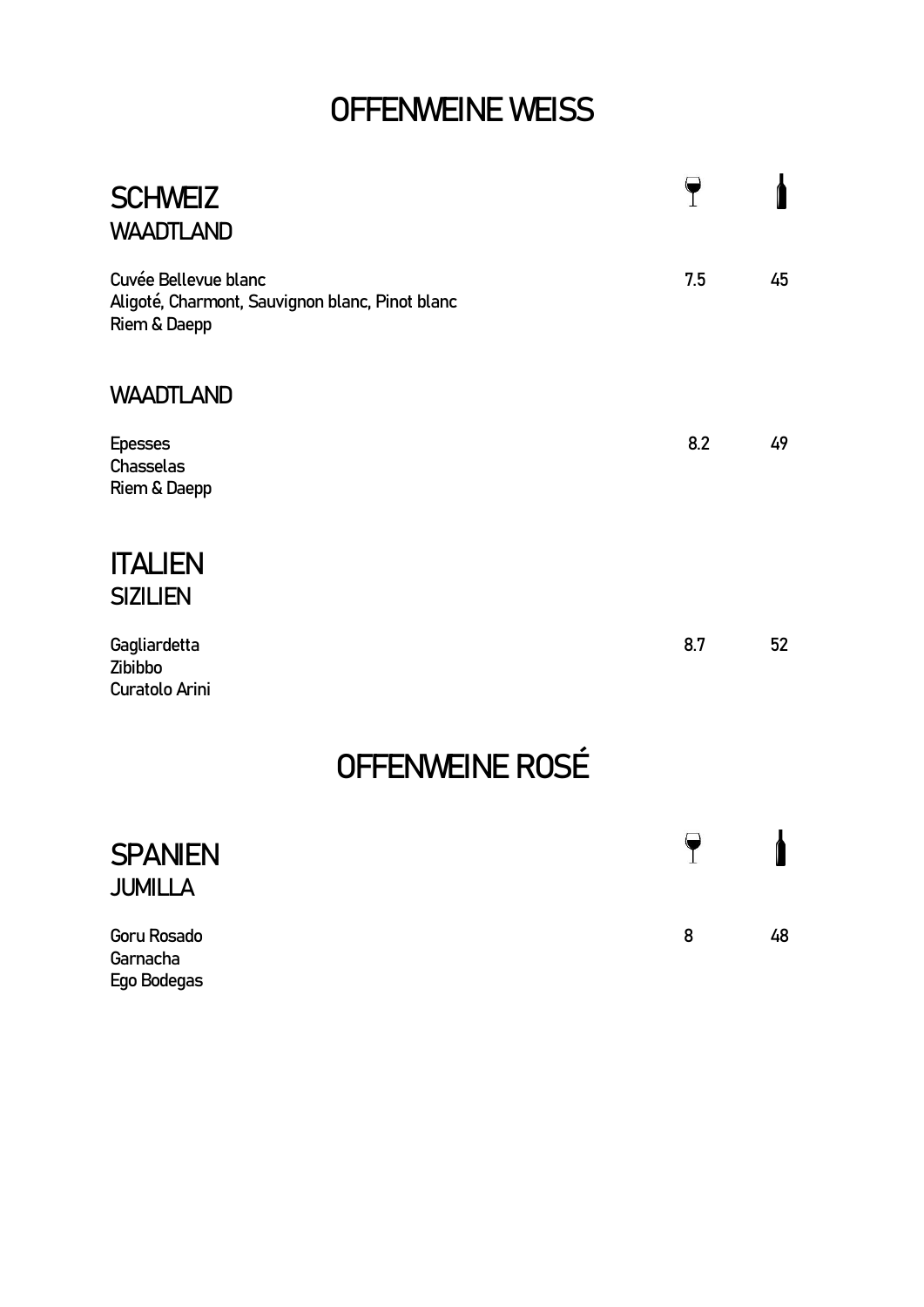# OFFENWEINE WEISS

## SCHWEIZ

### WAADTLAND

| | Glas | Flasche |
|---|---|---|
| Cuvée Bellevue blanc<br>Aligoté, Charmont, Sauvignon blanc, Pinot blanc<br>Riem & Daepp | 7.5 | 45 |

### WAADTLAND

| | Glas | Flasche |
|---|---|---|
| Epesses<br>Chasselas<br>Riem & Daepp | 8.2 | 49 |

## ITALIEN

### SIZILIEN

| | Glas | Flasche |
|---|---|---|
| Gagliardetta<br>Zibibbo<br>Curatolo Arini | 8.7 | 52 |

# OFFENWEINE ROSÉ

## SPANIEN

### JUMILLA

| | Glas | Flasche |
|---|---|---|
| Goru Rosado<br>Garnacha<br>Ego Bodegas | 8 | 48 |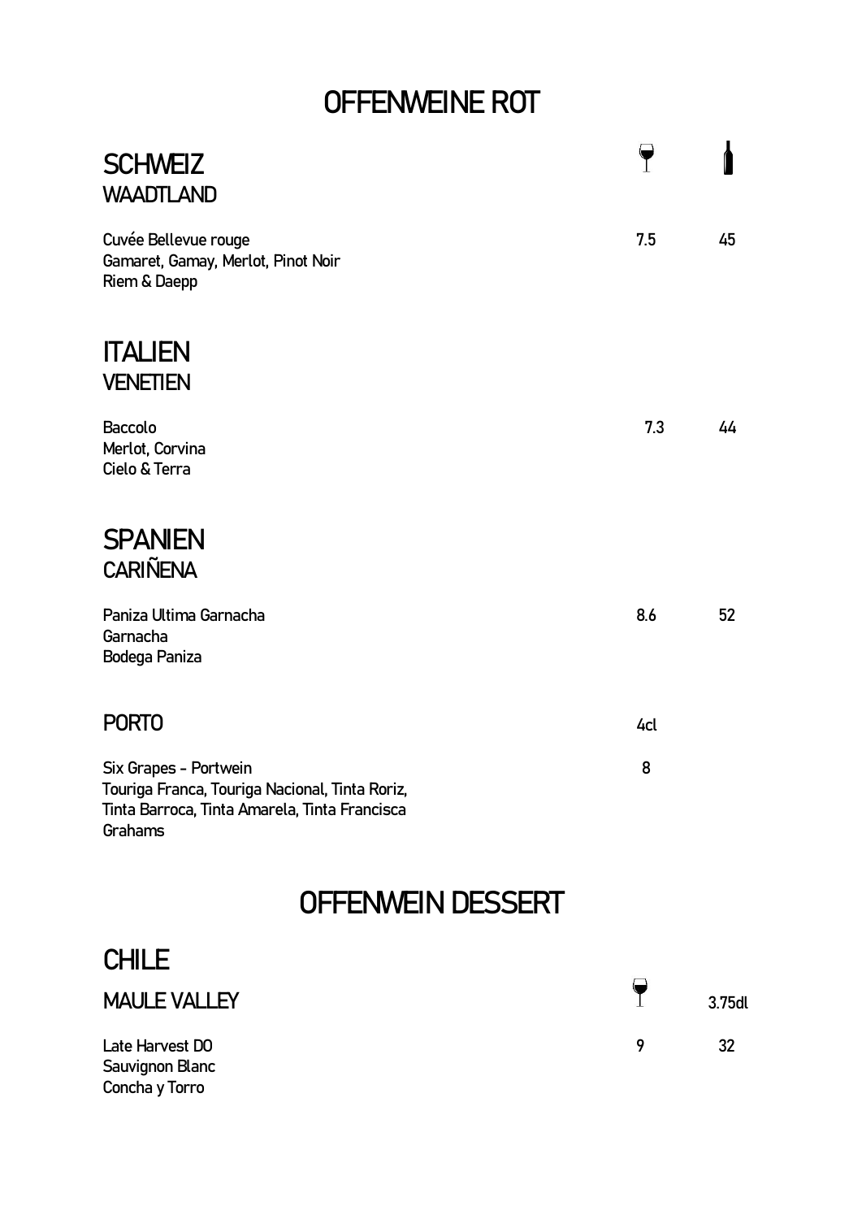# OFFENWEINE ROT

## SCHWEIZ

### WAADTLAND

| | Glas | Flasche |
|---|---|---|
| Cuvée Bellevue rouge<br>Gamaret, Gamay, Merlot, Pinot Noir<br>Riem & Daepp | 7.5 | 45 |

## ITALIEN

### VENETIEN

| | Glas | Flasche |
|---|---|---|
| Baccolo<br>Merlot, Corvina<br>Cielo & Terra | 7.3 | 44 |

## SPANIEN

### CARIÑENA

| | Glas | Flasche |
|---|---|---|
| Paniza Ultima Garnacha<br>Garnacha<br>Bodega Paniza | 8.6 | 52 |

### PORTO

| | 4cl |
|---|---|
| Six Grapes - Portwein<br>Touriga Franca, Touriga Nacional, Tinta Roriz,<br>Tinta Barroca, Tinta Amarela, Tinta Francisca<br>Grahams | 8 |

# OFFENWEIN DESSERT

## CHILE

### MAULE VALLEY

| | Glas | 3.75dl |
|---|---|---|
| Late Harvest DO<br>Sauvignon Blanc<br>Concha y Torro | 9 | 32 |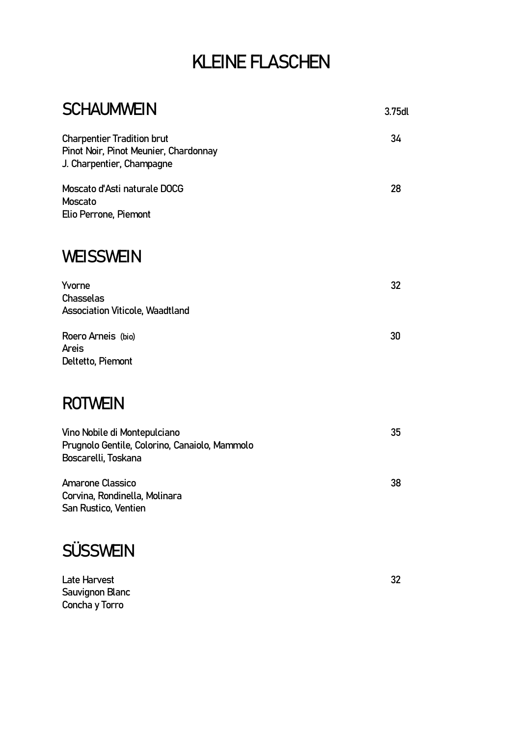# KLEINE FLASCHEN

## SCHAUMWEIN

3.75dl

Charpentier Tradition brut — 34
Pinot Noir, Pinot Meunier, Chardonnay
J. Charpentier, Champagne

Moscato d'Asti naturale DOCG — 28
Moscato
Elio Perrone, Piemont

## WEISSWEIN

Yvorne — 32
Chasselas
Association Viticole, Waadtland

Roero Arneis (bio) — 30
Areis
Deltetto, Piemont

## ROTWEIN

Vino Nobile di Montepulciano — 35
Prugnolo Gentile, Colorino, Canaiolo, Mammolo
Boscarelli, Toskana

Amarone Classico — 38
Corvina, Rondinella, Molinara
San Rustico, Ventien

## SÜSSWEIN

Late Harvest — 32
Sauvignon Blanc
Concha y Torro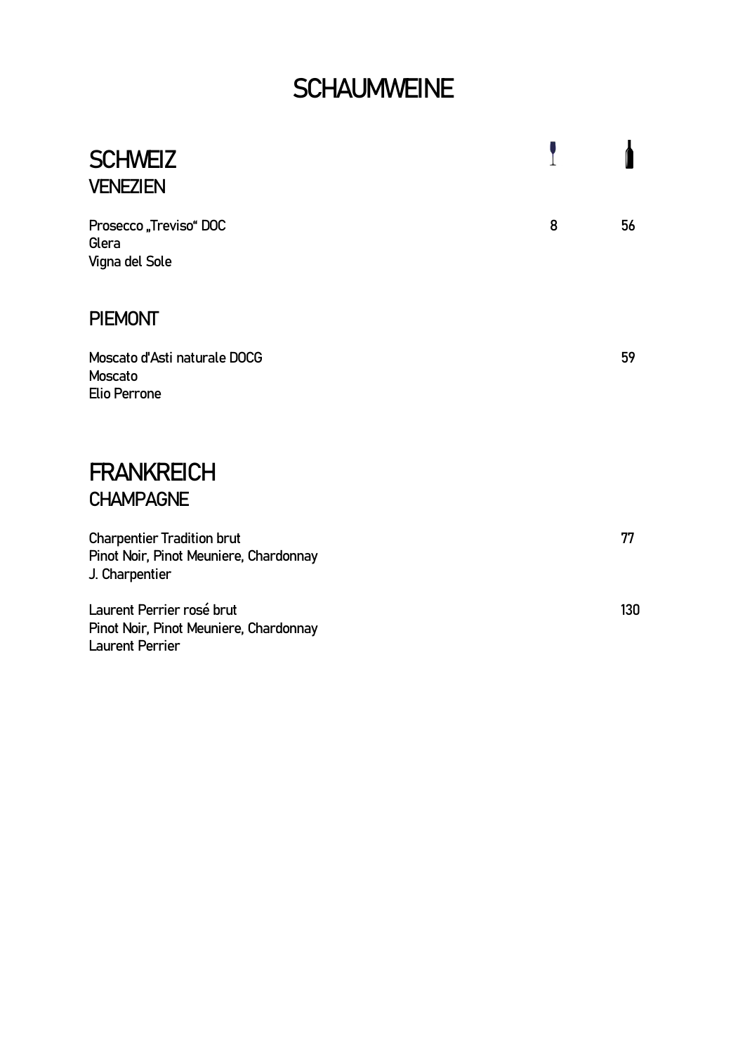# SCHAUMWEINE

## SCHWEIZ

### VENEZIEN

| | Glas | Flasche |
|---|---|---|
| Prosecco „Treviso“ DOC<br>Glera<br>Vigna del Sole | 8 | 56 |

### PIEMONT

| | Glas | Flasche |
|---|---|---|
| Moscato d'Asti naturale DOCG<br>Moscato<br>Elio Perrone | | 59 |

## FRANKREICH

### CHAMPAGNE

| | Glas | Flasche |
|---|---|---|
| Charpentier Tradition brut<br>Pinot Noir, Pinot Meuniere, Chardonnay<br>J. Charpentier | | 77 |
| Laurent Perrier rosé brut<br>Pinot Noir, Pinot Meuniere, Chardonnay<br>Laurent Perrier | | 130 |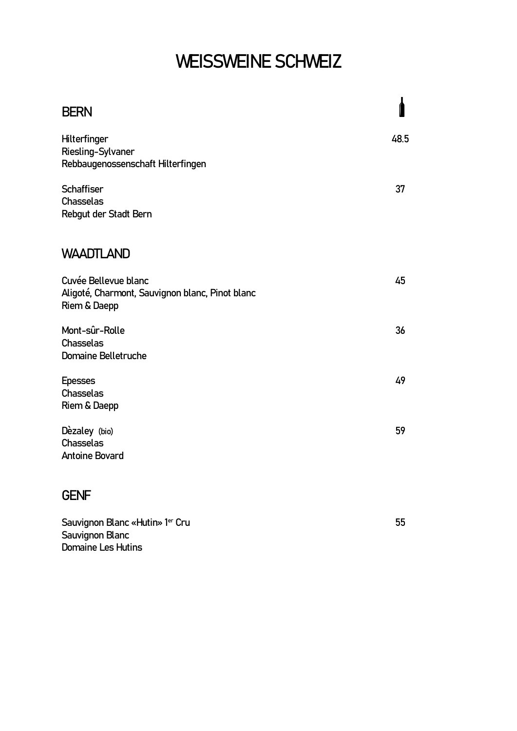# WEISSWEINE SCHWEIZ

## BERN

Hilterfinger — 48.5
Riesling-Sylvaner
Rebbaugenossenschaft Hilterfingen

Schaffiser — 37
Chasselas
Rebgut der Stadt Bern

## WAADTLAND

Cuvée Bellevue blanc — 45
Aligoté, Charmont, Sauvignon blanc, Pinot blanc
Riem & Daepp

Mont-sûr-Rolle — 36
Chasselas
Domaine Belletruche

Epesses — 49
Chasselas
Riem & Daepp

Dèzaley (bio) — 59
Chasselas
Antoine Bovard

## GENF

Sauvignon Blanc «Hutin» 1er Cru — 55
Sauvignon Blanc
Domaine Les Hutins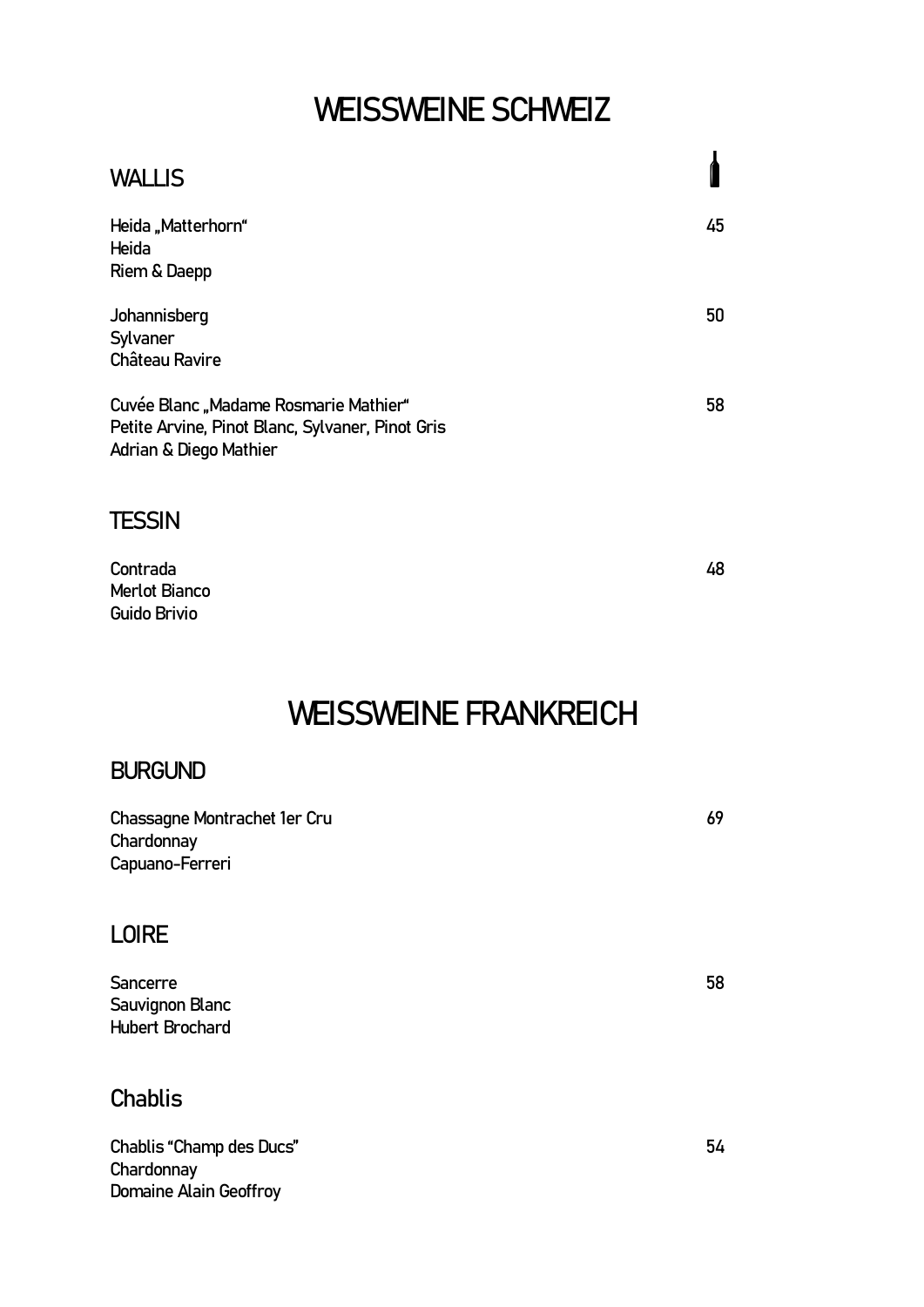# WEISSWEINE SCHWEIZ

## WALLIS

Heida „Matterhorn“ 45
Heida
Riem & Daepp

Johannisberg 50
Sylvaner
Château Ravire

Cuvée Blanc „Madame Rosmarie Mathier“ 58
Petite Arvine, Pinot Blanc, Sylvaner, Pinot Gris
Adrian & Diego Mathier

## TESSIN

Contrada 48
Merlot Bianco
Guido Brivio

# WEISSWEINE FRANKREICH

## BURGUND

Chassagne Montrachet 1er Cru 69
Chardonnay
Capuano-Ferreri

## LOIRE

Sancerre 58
Sauvignon Blanc
Hubert Brochard

## Chablis

Chablis “Champ des Ducs” 54
Chardonnay
Domaine Alain Geoffroy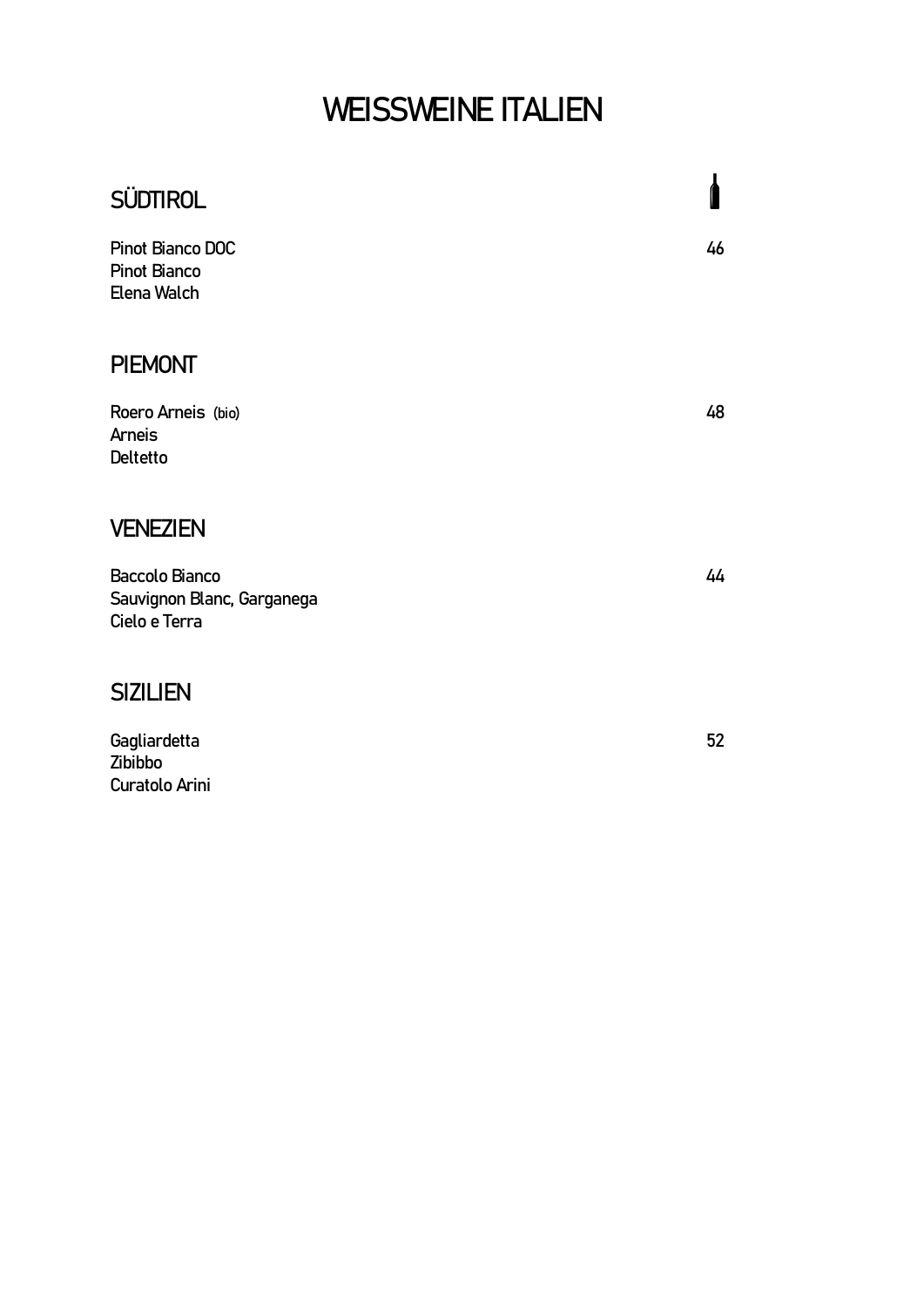# WEISSWEINE ITALIEN

## SÜDTIROL

Pinot Bianco DOC — 46
Pinot Bianco
Elena Walch

## PIEMONT

Roero Arneis (bio) — 48
Arneis
Deltetto

## VENEZIEN

Baccolo Bianco — 44
Sauvignon Blanc, Garganega
Cielo e Terra

## SIZILIEN

Gagliardetta — 52
Zibibbo
Curatolo Arini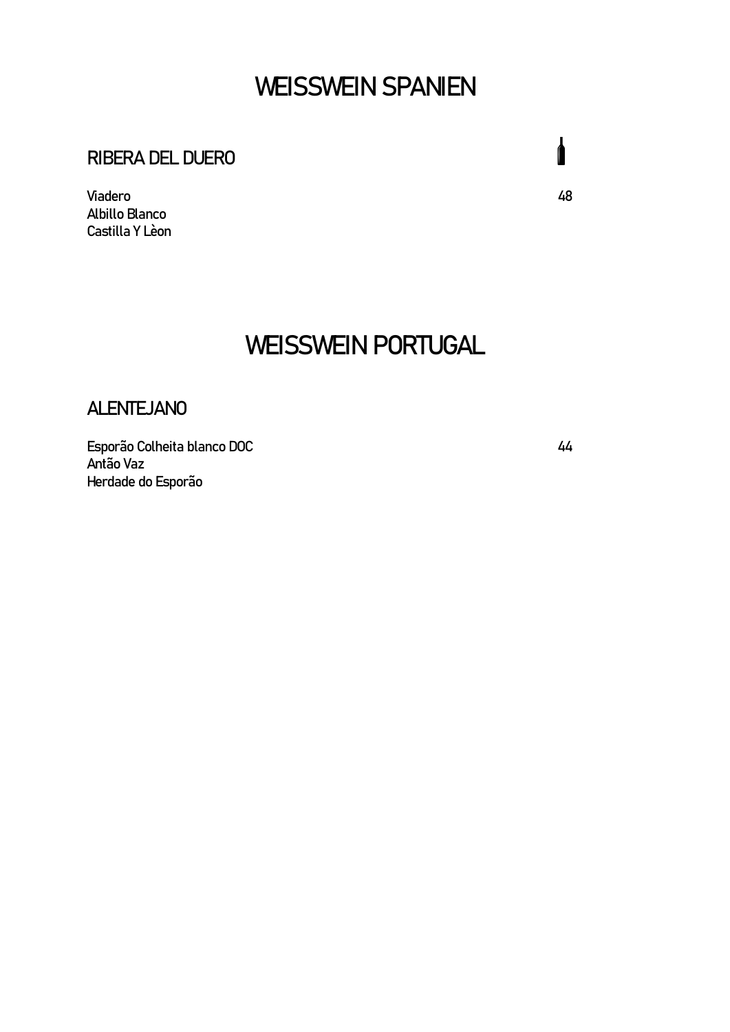# WEISSWEIN SPANIEN

## RIBERA DEL DUERO

Viadero 48
Albillo Blanco
Castilla Y Lèon

# WEISSWEIN PORTUGAL

## ALENTEJANO

Esporão Colheita blanco DOC 44
Antão Vaz
Herdade do Esporão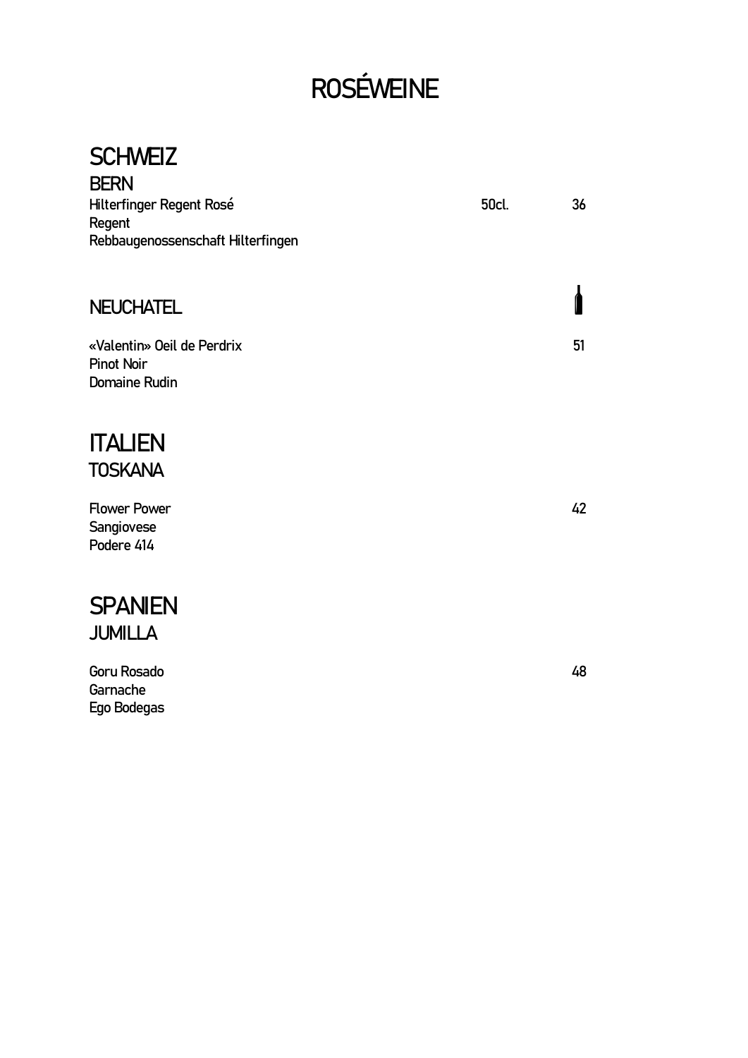# ROSÉWEINE

## SCHWEIZ

### BERN

Hilterfinger Regent Rosé — 50cl. — 36
Regent
Rebbaugenossenschaft Hilterfingen

### NEUCHATEL

«Valentin» Oeil de Perdrix — 51
Pinot Noir
Domaine Rudin

## ITALIEN

### TOSKANA

Flower Power — 42
Sangiovese
Podere 414

## SPANIEN

### JUMILLA

Goru Rosado — 48
Garnache
Ego Bodegas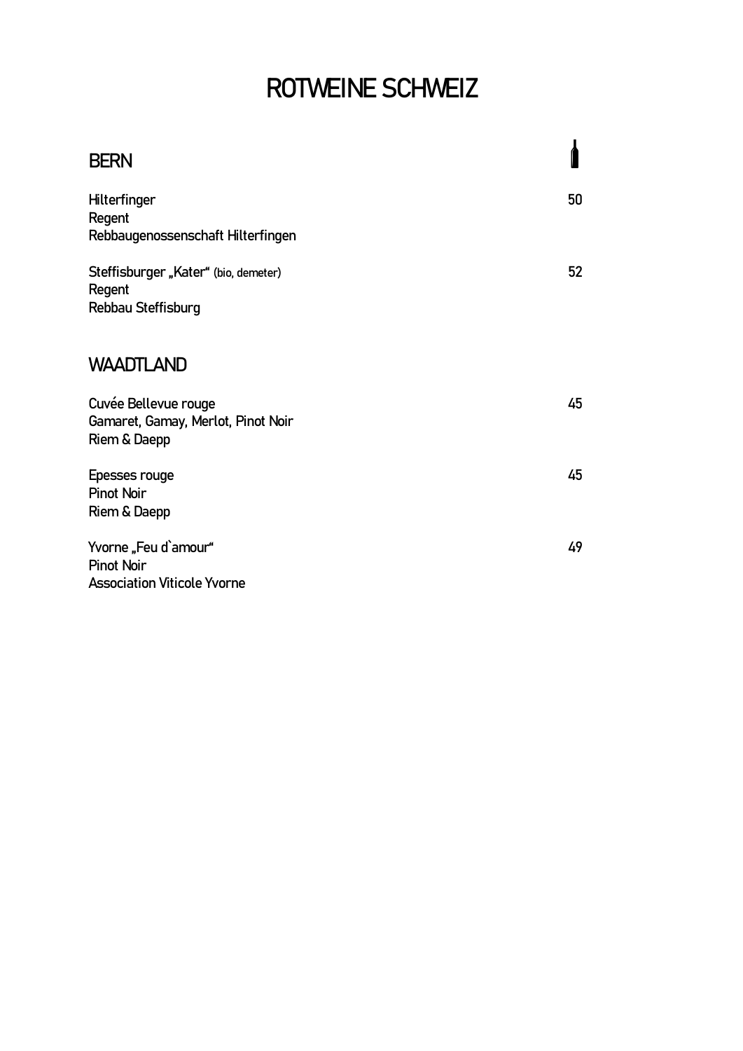# ROTWEINE SCHWEIZ

## BERN

Hilterfinger — 50
Regent
Rebbaugenossenschaft Hilterfingen

Steffisburger „Kater“ (bio, demeter) — 52
Regent
Rebbau Steffisburg

## WAADTLAND

Cuvée Bellevue rouge — 45
Gamaret, Gamay, Merlot, Pinot Noir
Riem & Daepp

Epesses rouge — 45
Pinot Noir
Riem & Daepp

Yvorne „Feu d`amour“ — 49
Pinot Noir
Association Viticole Yvorne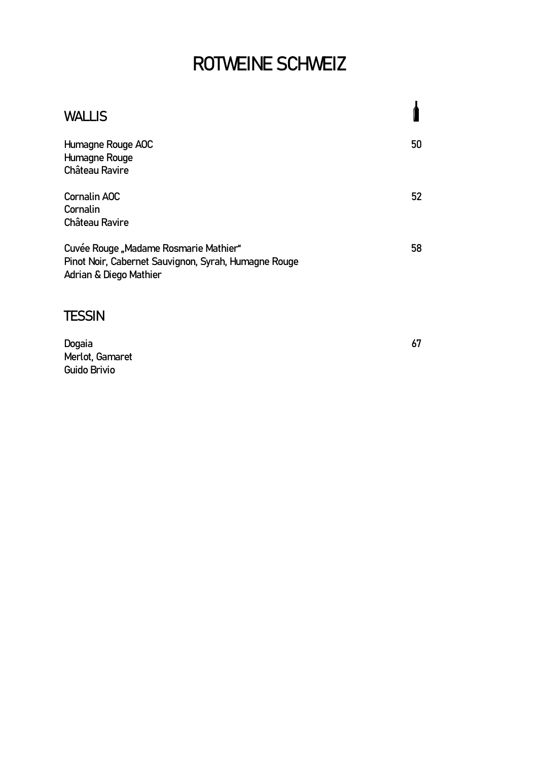# ROTWEINE SCHWEIZ

## WALLIS

Humagne Rouge AOC — 50
Humagne Rouge
Château Ravire

Cornalin AOC — 52
Cornalin
Château Ravire

Cuvée Rouge „Madame Rosmarie Mathier" — 58
Pinot Noir, Cabernet Sauvignon, Syrah, Humagne Rouge
Adrian & Diego Mathier

## TESSIN

Dogaia — 67
Merlot, Gamaret
Guido Brivio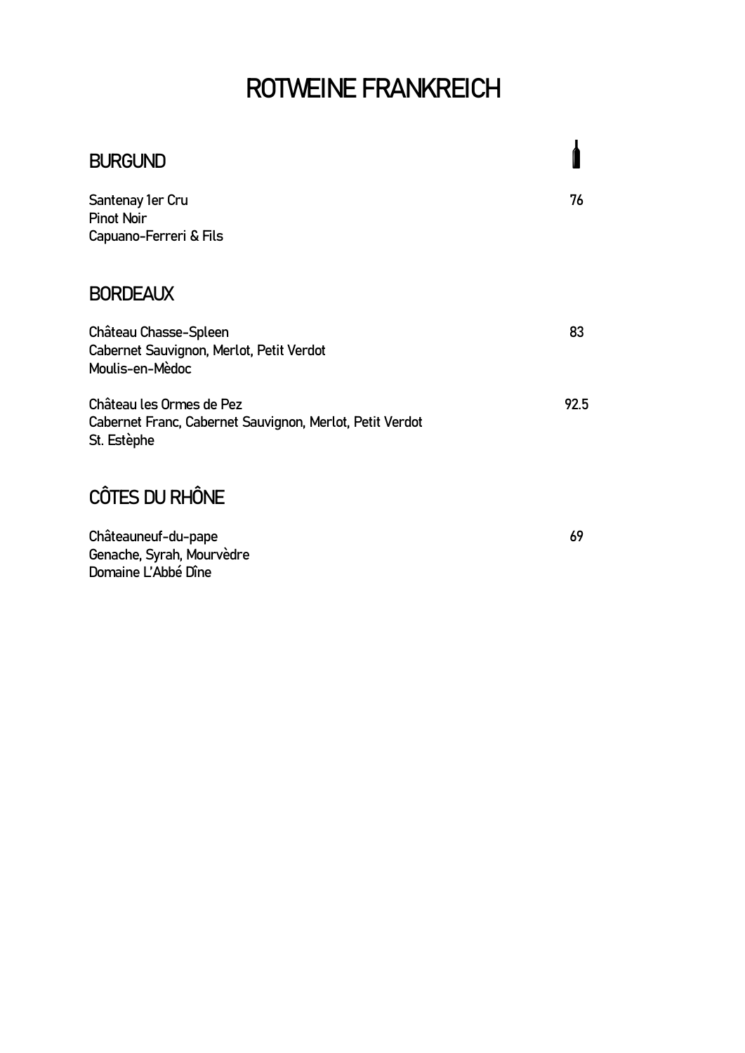# ROTWEINE FRANKREICH

## BURGUND

Santenay 1er Cru — 76
Pinot Noir
Capuano-Ferreri & Fils

## BORDEAUX

Château Chasse-Spleen — 83
Cabernet Sauvignon, Merlot, Petit Verdot
Moulis-en-Mèdoc

Château les Ormes de Pez — 92.5
Cabernet Franc, Cabernet Sauvignon, Merlot, Petit Verdot
St. Estèphe

## CÔTES DU RHÔNE

Châteauneuf-du-pape — 69
Genache, Syrah, Mourvèdre
Domaine L'Abbé Dîne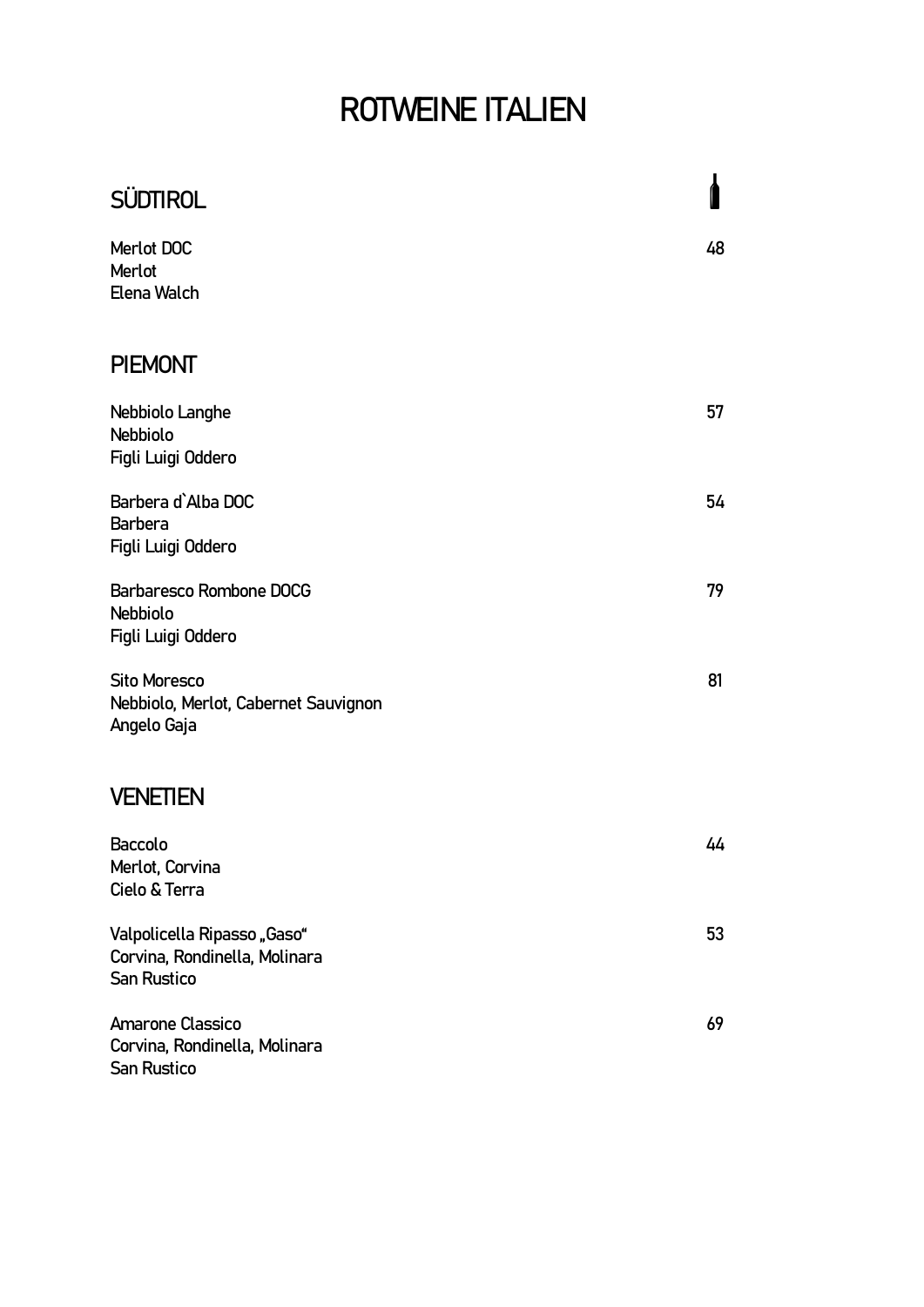# ROTWEINE ITALIEN

## SÜDTIROL

Merlot DOC — 48
Merlot
Elena Walch

## PIEMONT

Nebbiolo Langhe — 57
Nebbiolo
Figli Luigi Oddero

Barbera d`Alba DOC — 54
Barbera
Figli Luigi Oddero

Barbaresco Rombone DOCG — 79
Nebbiolo
Figli Luigi Oddero

Sito Moresco — 81
Nebbiolo, Merlot, Cabernet Sauvignon
Angelo Gaja

## VENETIEN

Baccolo — 44
Merlot, Corvina
Cielo & Terra

Valpolicella Ripasso „Gaso" — 53
Corvina, Rondinella, Molinara
San Rustico

Amarone Classico — 69
Corvina, Rondinella, Molinara
San Rustico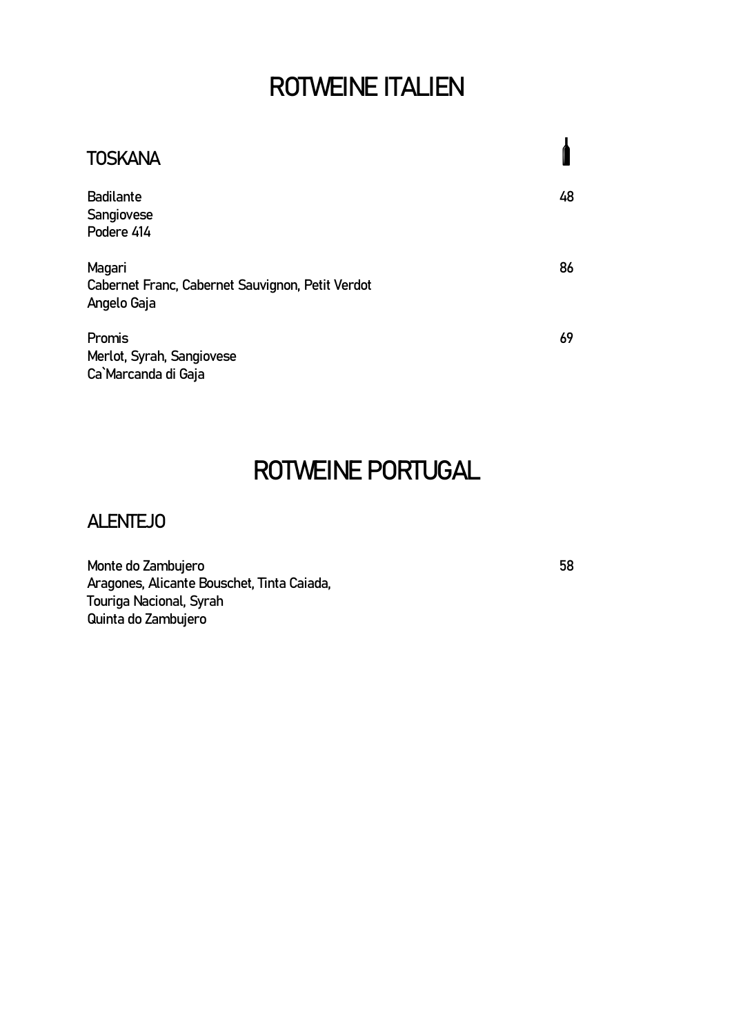# ROTWEINE ITALIEN

## TOSKANA

Badilante 48
Sangiovese
Podere 414

Magari 86
Cabernet Franc, Cabernet Sauvignon, Petit Verdot
Angelo Gaja

Promis 69
Merlot, Syrah, Sangiovese
Ca`Marcanda di Gaja

# ROTWEINE PORTUGAL

## ALENTEJO

Monte do Zambujero 58
Aragones, Alicante Bouschet, Tinta Caiada,
Touriga Nacional, Syrah
Quinta do Zambujero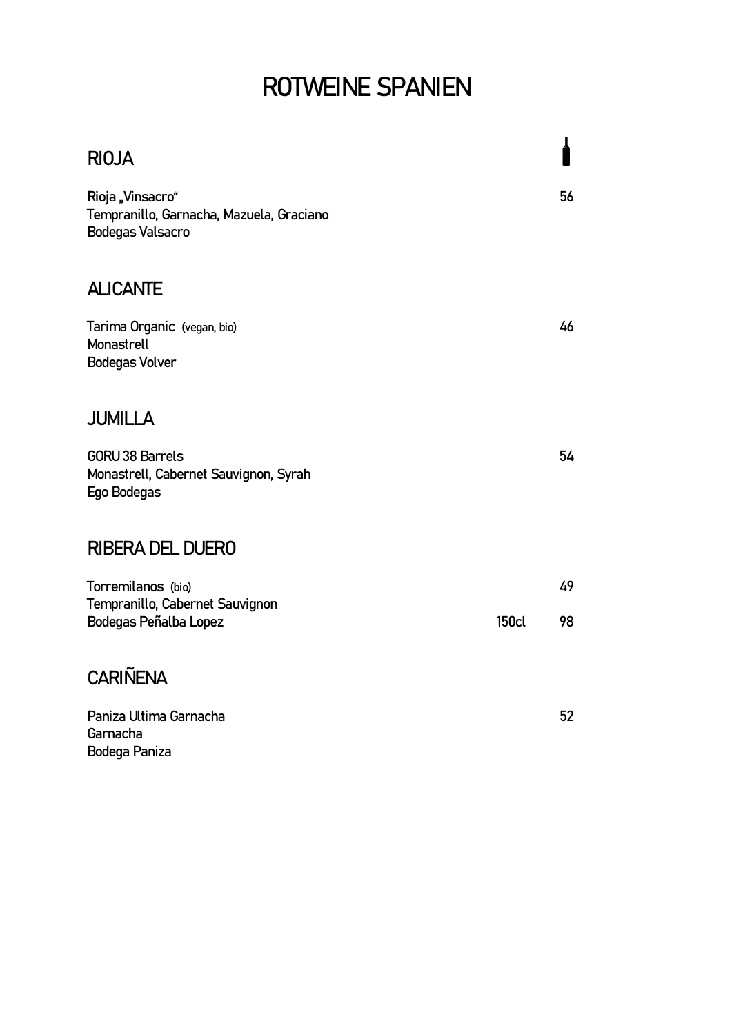# ROTWEINE SPANIEN

## RIOJA

Rioja „Vinsacro" 56
Tempranillo, Garnacha, Mazuela, Graciano
Bodegas Valsacro

## ALICANTE

Tarima Organic (vegan, bio) 46
Monastrell
Bodegas Volver

## JUMILLA

GORU 38 Barrels 54
Monastrell, Cabernet Sauvignon, Syrah
Ego Bodegas

## RIBERA DEL DUERO

Torremilanos (bio) 49
Tempranillo, Cabernet Sauvignon
Bodegas Peñalba Lopez 150cl 98

## CARIÑENA

Paniza Ultima Garnacha 52
Garnacha
Bodega Paniza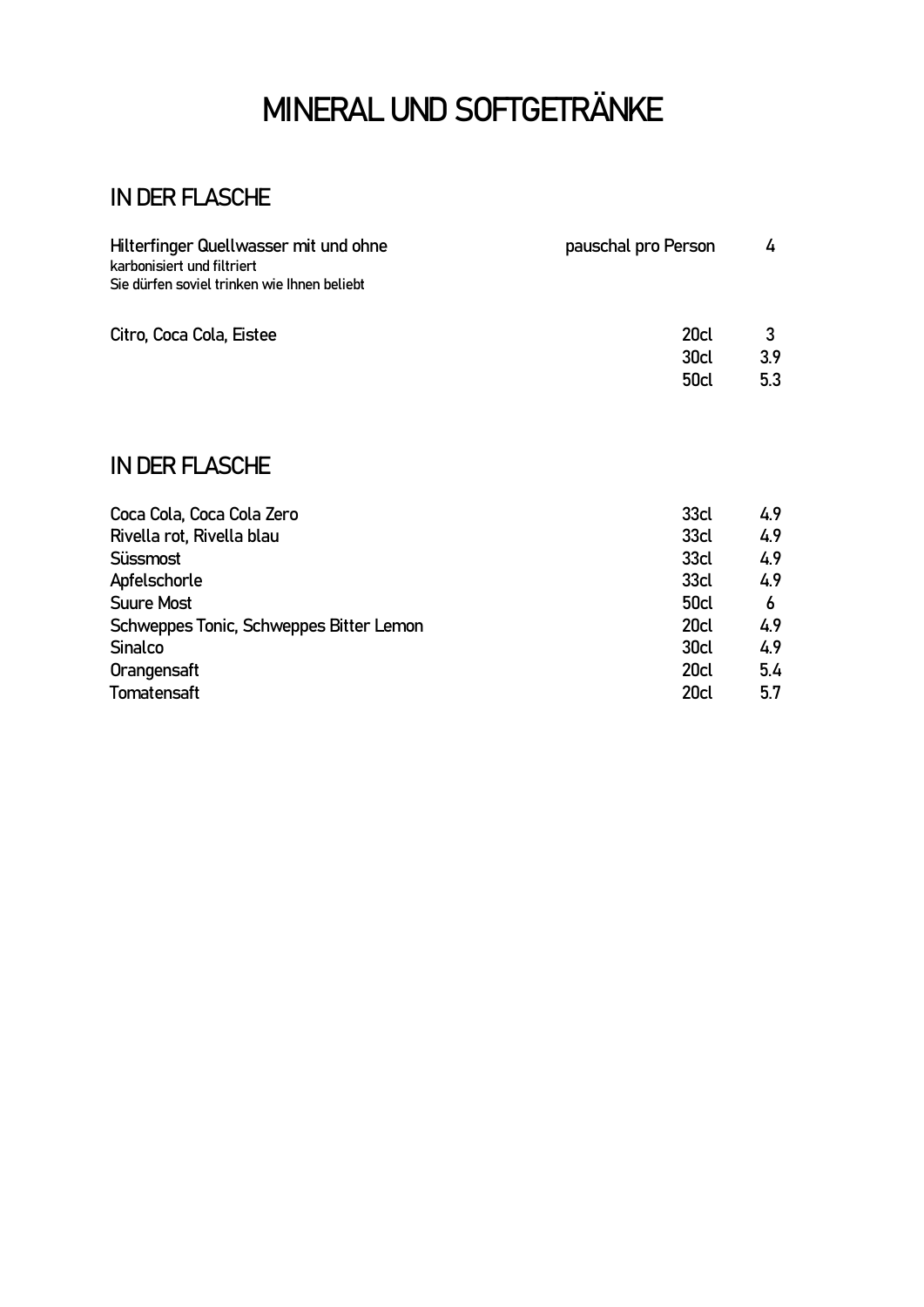# MINERAL UND SOFTGETRÄNKE

## IN DER FLASCHE

| | | |
|---|---|---|
| Hilterfinger Quellwasser mit und ohne<br>karbonisiert und filtriert<br>Sie dürfen soviel trinken wie Ihnen beliebt | pauschal pro Person | 4 |
| Citro, Coca Cola, Eistee | 20cl | 3 |
| | 30cl | 3.9 |
| | 50cl | 5.3 |

## IN DER FLASCHE

| | | |
|---|---|---|
| Coca Cola, Coca Cola Zero | 33cl | 4.9 |
| Rivella rot, Rivella blau | 33cl | 4.9 |
| Süssmost | 33cl | 4.9 |
| Apfelschorle | 33cl | 4.9 |
| Suure Most | 50cl | 6 |
| Schweppes Tonic, Schweppes Bitter Lemon | 20cl | 4.9 |
| Sinalco | 30cl | 4.9 |
| Orangensaft | 20cl | 5.4 |
| Tomatensaft | 20cl | 5.7 |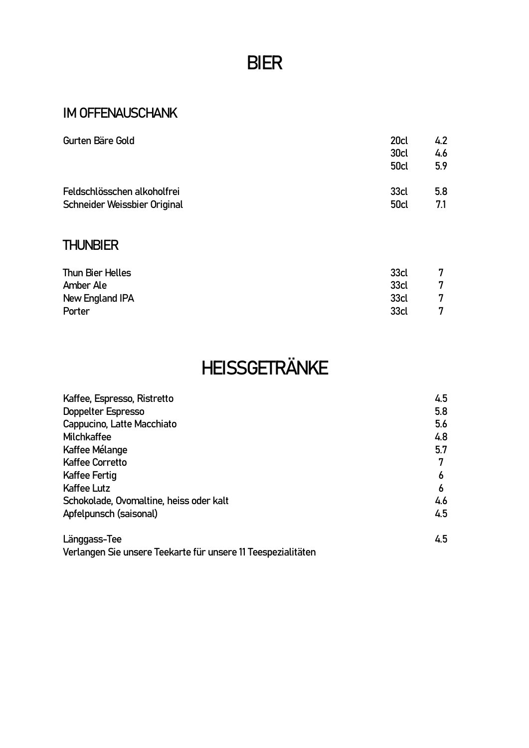# BIER

## IM OFFENAUSCHANK

| | | |
|---|---|---|
| Gurten Bäre Gold | 20cl | 4.2 |
| | 30cl | 4.6 |
| | 50cl | 5.9 |
| Feldschlösschen alkoholfrei | 33cl | 5.8 |
| Schneider Weissbier Original | 50cl | 7.1 |

## THUNBIER

| | | |
|---|---|---|
| Thun Bier Helles | 33cl | 7 |
| Amber Ale | 33cl | 7 |
| New England IPA | 33cl | 7 |
| Porter | 33cl | 7 |

# HEISSGETRÄNKE

| | |
|---|---|
| Kaffee, Espresso, Ristretto | 4.5 |
| Doppelter Espresso | 5.8 |
| Cappucino, Latte Macchiato | 5.6 |
| Milchkaffee | 4.8 |
| Kaffee Mélange | 5.7 |
| Kaffee Corretto | 7 |
| Kaffee Fertig | 6 |
| Kaffee Lutz | 6 |
| Schokolade, Ovomaltine, heiss oder kalt | 4.6 |
| Apfelpunsch (saisonal) | 4.5 |
| Länggass-Tee | 4.5 |

Verlangen Sie unsere Teekarte für unsere 11 Teespezialitäten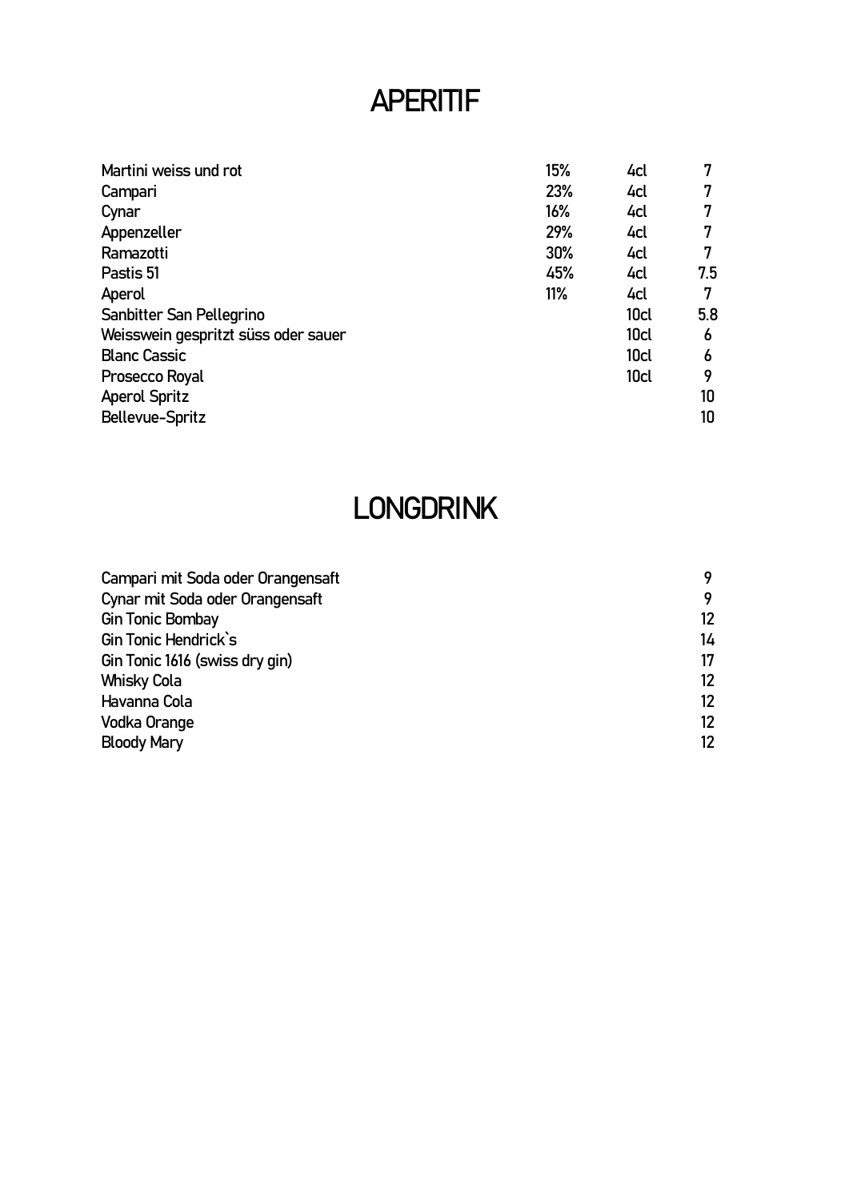# APERITIF

| | | | |
|---|---|---|---|
| Martini weiss und rot | 15% | 4cl | 7 |
| Campari | 23% | 4cl | 7 |
| Cynar | 16% | 4cl | 7 |
| Appenzeller | 29% | 4cl | 7 |
| Ramazotti | 30% | 4cl | 7 |
| Pastis 51 | 45% | 4cl | 7.5 |
| Aperol | 11% | 4cl | 7 |
| Sanbitter San Pellegrino | | 10cl | 5.8 |
| Weisswein gespritzt süss oder sauer | | 10cl | 6 |
| Blanc Cassic | | 10cl | 6 |
| Prosecco Royal | | 10cl | 9 |
| Aperol Spritz | | | 10 |
| Bellevue-Spritz | | | 10 |

# LONGDRINK

| | |
|---|---|
| Campari mit Soda oder Orangensaft | 9 |
| Cynar mit Soda oder Orangensaft | 9 |
| Gin Tonic Bombay | 12 |
| Gin Tonic Hendrick`s | 14 |
| Gin Tonic 1616 (swiss dry gin) | 17 |
| Whisky Cola | 12 |
| Havanna Cola | 12 |
| Vodka Orange | 12 |
| Bloody Mary | 12 |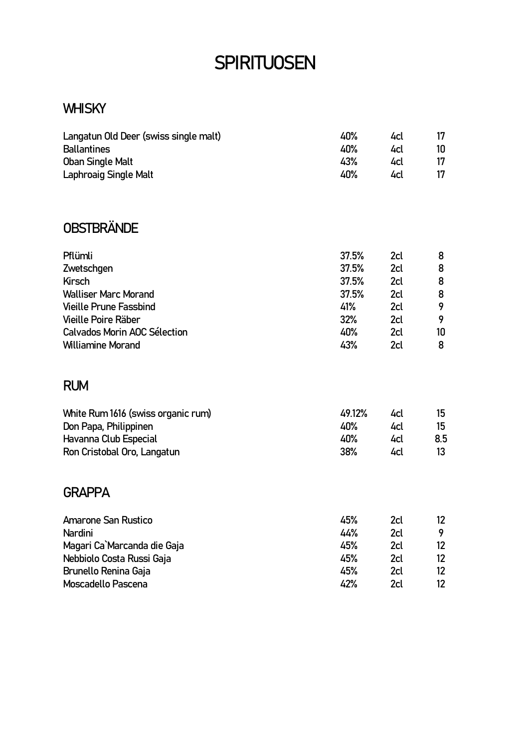# SPIRITUOSEN

## WHISKY

| | | | |
|---|---|---|---|
| Langatun Old Deer (swiss single malt) | 40% | 4cl | 17 |
| Ballantines | 40% | 4cl | 10 |
| Oban Single Malt | 43% | 4cl | 17 |
| Laphroaig Single Malt | 40% | 4cl | 17 |

## OBSTBRÄNDE

| | | | |
|---|---|---|---|
| Pflümli | 37.5% | 2cl | 8 |
| Zwetschgen | 37.5% | 2cl | 8 |
| Kirsch | 37.5% | 2cl | 8 |
| Walliser Marc Morand | 37.5% | 2cl | 8 |
| Vieille Prune Fassbind | 41% | 2cl | 9 |
| Vieille Poire Räber | 32% | 2cl | 9 |
| Calvados Morin AOC Sélection | 40% | 2cl | 10 |
| Williamine Morand | 43% | 2cl | 8 |

## RUM

| | | | |
|---|---|---|---|
| White Rum 1616 (swiss organic rum) | 49.12% | 4cl | 15 |
| Don Papa, Philippinen | 40% | 4cl | 15 |
| Havanna Club Especial | 40% | 4cl | 8.5 |
| Ron Cristobal Oro, Langatun | 38% | 4cl | 13 |

## GRAPPA

| | | | |
|---|---|---|---|
| Amarone San Rustico | 45% | 2cl | 12 |
| Nardini | 44% | 2cl | 9 |
| Magari Ca`Marcanda die Gaja | 45% | 2cl | 12 |
| Nebbiolo Costa Russi Gaja | 45% | 2cl | 12 |
| Brunello Renina Gaja | 45% | 2cl | 12 |
| Moscadello Pascena | 42% | 2cl | 12 |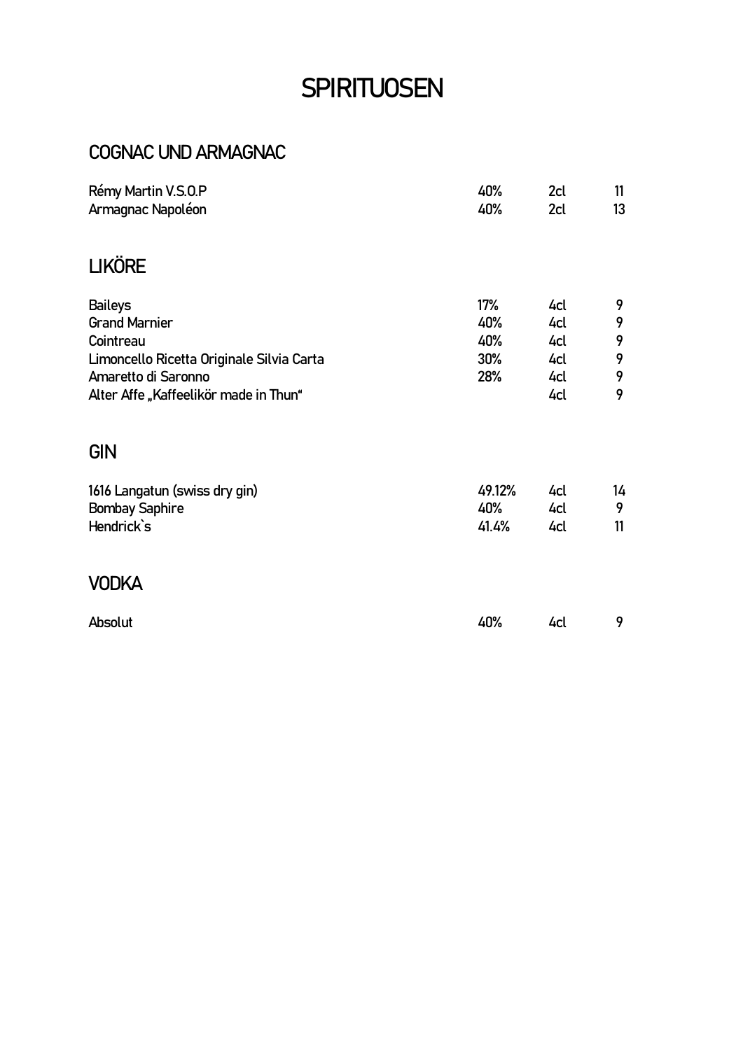# SPIRITUOSEN

## COGNAC UND ARMAGNAC

| | | | |
|---|---|---|---|
| Rémy Martin V.S.O.P | 40% | 2cl | 11 |
| Armagnac Napoléon | 40% | 2cl | 13 |

## LIKÖRE

| | | | |
|---|---|---|---|
| Baileys | 17% | 4cl | 9 |
| Grand Marnier | 40% | 4cl | 9 |
| Cointreau | 40% | 4cl | 9 |
| Limoncello Ricetta Originale Silvia Carta | 30% | 4cl | 9 |
| Amaretto di Saronno | 28% | 4cl | 9 |
| Alter Affe „Kaffeelikör made in Thun“ | | 4cl | 9 |

## GIN

| | | | |
|---|---|---|---|
| 1616 Langatun (swiss dry gin) | 49.12% | 4cl | 14 |
| Bombay Saphire | 40% | 4cl | 9 |
| Hendrick`s | 41.4% | 4cl | 11 |

## VODKA

| | | | |
|---|---|---|---|
| Absolut | 40% | 4cl | 9 |